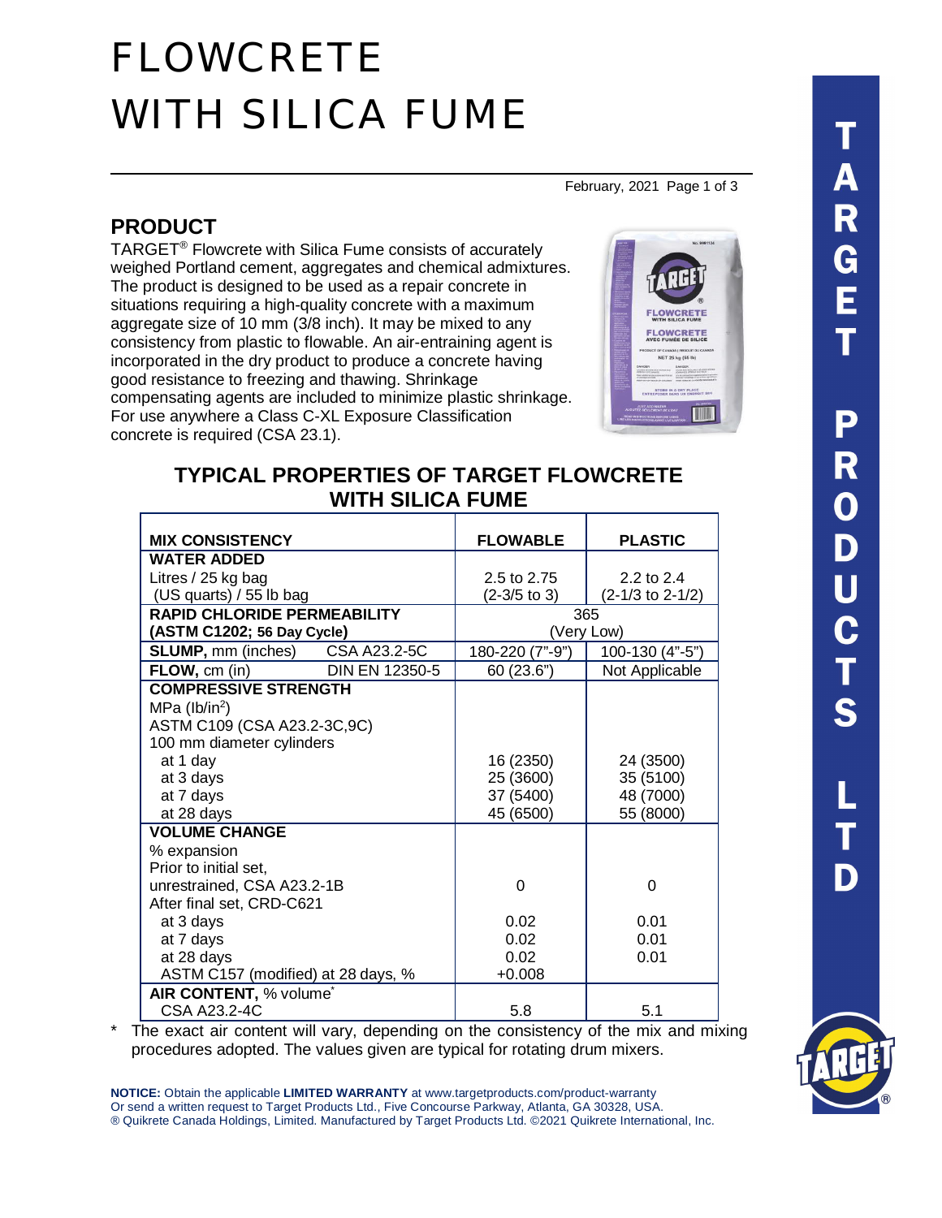# FLOWCRETE WITH SILICA FUME

February, 2021

## PRODUCT

TARGET® Flowcrete with Silica Fume consists of accurately weighed Portland cement, aggregates and chemical admixtures. The product is designed to be used as a repair concrete in situations requiring a high-quality concrete with a maximum aggregate size of 10 mm (3/8 inch). It may be mixed to any consistency from plastic to flowable. An air-entraining agent is incorporated in the dry product to produce a concrete having good resistance to freezing and thawing. Shrinkage compensating agents are included to minimize plastic shrinkage. For use anywhere a Class C-XL Exposure Classification concrete is required (CSA 23.1).

## TYPICAL PROPERTIES OF TARGET FLOWCRETE WITH SILICA FUME

| MIX CONSISTENCY | FLOWABLE | PLASTIC |
|---|---|---|
| **WATER ADDED** | | |
| Litres / 25 kg bag | 2.5 to 2.75 | 2.2 to 2.4 |
| (US quarts) / 55 lb bag | (2-3/5 to 3) | (2-1/3 to 2-1/2) |
| **RAPID CHLORIDE PERMEABILITY (ASTM C1202; 56 Day Cycle)** | 365 (Very Low) | |
| **SLUMP,** mm (inches) CSA A23.2-5C | 180-220 (7"-9") | 100-130 (4"-5") |
| **FLOW,** cm (in) DIN EN 12350-5 | 60 (23.6") | Not Applicable |
| **COMPRESSIVE STRENGTH** | | |
| MPa (lb/in$^2$) | | |
| ASTM C109 (CSA A23.2-3C,9C) | | |
| 100 mm diameter cylinders | | |
| at 1 day | 16 (2350) | 24 (3500) |
| at 3 days | 25 (3600) | 35 (5100) |
| at 7 days | 37 (5400) | 48 (7000) |
| at 28 days | 45 (6500) | 55 (8000) |
| **VOLUME CHANGE** | | |
| % expansion | | |
| Prior to initial set, unrestrained, CSA A23.2-1B | 0 | 0 |
| After final set, CRD-C621 | | |
| at 3 days | 0.02 | 0.01 |
| at 7 days | 0.02 | 0.01 |
| at 28 days | 0.02 | 0.01 |
| ASTM C157 (modified) at 28 days, % | +0.008 | |
| **AIR CONTENT,** % volume* | | |
| CSA A23.2-4C | 5.8 | 5.1 |

\* The exact air content will vary, depending on the consistency of the mix and mixing procedures adopted. The values given are typical for rotating drum mixers.

**NOTICE:** Obtain the applicable **LIMITED WARRANTY** at www.targetproducts.com/product-warranty
Or send a written request to Target Products Ltd., Five Concourse Parkway, Atlanta, GA 30328, USA.
® Quikrete Canada Holdings, Limited. Manufactured by Target Products Ltd. ©2021 Quikrete International, Inc.

TARGET PRODUCTS LTD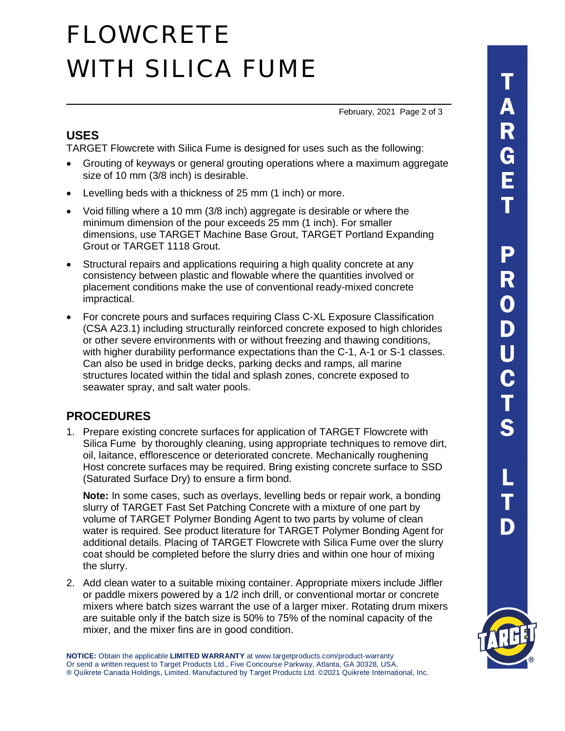## USES

TARGET Flowcrete with Silica Fume is designed for uses such as the following:

- Grouting of keyways or general grouting operations where a maximum aggregate size of 10 mm (3/8 inch) is desirable.
- Levelling beds with a thickness of 25 mm (1 inch) or more.
- Void filling where a 10 mm (3/8 inch) aggregate is desirable or where the minimum dimension of the pour exceeds 25 mm (1 inch). For smaller dimensions, use TARGET Machine Base Grout, TARGET Portland Expanding Grout or TARGET 1118 Grout.
- Structural repairs and applications requiring a high quality concrete at any consistency between plastic and flowable where the quantities involved or placement conditions make the use of conventional ready-mixed concrete impractical.
- For concrete pours and surfaces requiring Class C-XL Exposure Classification (CSA A23.1) including structurally reinforced concrete exposed to high chlorides or other severe environments with or without freezing and thawing conditions, with higher durability performance expectations than the C-1, A-1 or S-1 classes. Can also be used in bridge decks, parking decks and ramps, all marine structures located within the tidal and splash zones, concrete exposed to seawater spray, and salt water pools.

## PROCEDURES

1. Prepare existing concrete surfaces for application of TARGET Flowcrete with Silica Fume by thoroughly cleaning, using appropriate techniques to remove dirt, oil, laitance, efflorescence or deteriorated concrete. Mechanically roughening Host concrete surfaces may be required. Bring existing concrete surface to SSD (Saturated Surface Dry) to ensure a firm bond.

   **Note:** In some cases, such as overlays, levelling beds or repair work, a bonding slurry of TARGET Fast Set Patching Concrete with a mixture of one part by volume of TARGET Polymer Bonding Agent to two parts by volume of clean water is required. See product literature for TARGET Polymer Bonding Agent for additional details. Placing of TARGET Flowcrete with Silica Fume over the slurry coat should be completed before the slurry dries and within one hour of mixing the slurry.

2. Add clean water to a suitable mixing container. Appropriate mixers include Jiffler or paddle mixers powered by a 1/2 inch drill, or conventional mortar or concrete mixers where batch sizes warrant the use of a larger mixer. Rotating drum mixers are suitable only if the batch size is 50% to 75% of the nominal capacity of the mixer, and the mixer fins are in good condition.

**NOTICE:** Obtain the applicable **LIMITED WARRANTY** at www.targetproducts.com/product-warranty
Or send a written request to Target Products Ltd., Five Concourse Parkway, Atlanta, GA 30328, USA.
® Quikrete Canada Holdings, Limited. Manufactured by Target Products Ltd. ©2021 Quikrete International, Inc.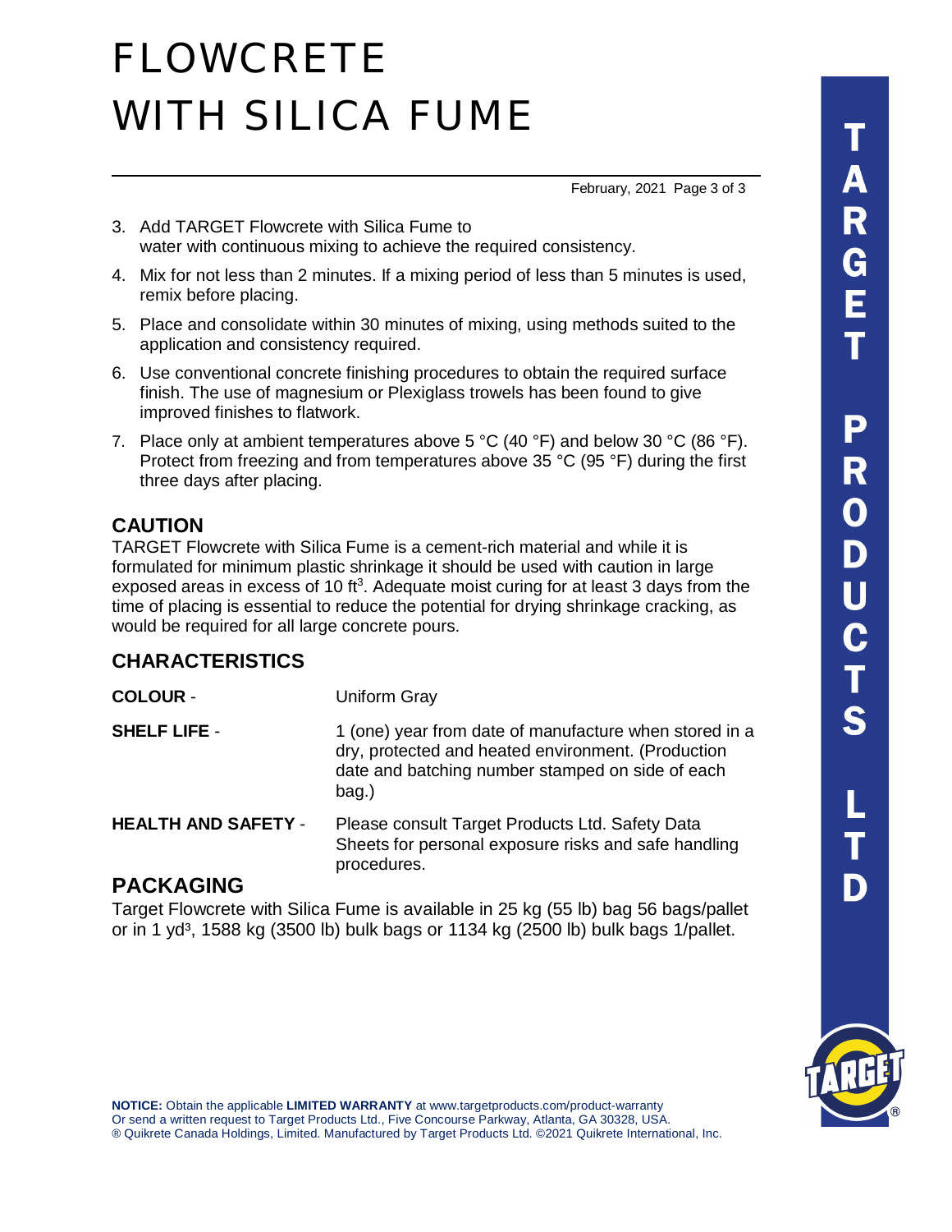3. Add TARGET Flowcrete with Silica Fume to water with continuous mixing to achieve the required consistency.
4. Mix for not less than 2 minutes. If a mixing period of less than 5 minutes is used, remix before placing.
5. Place and consolidate within 30 minutes of mixing, using methods suited to the application and consistency required.
6. Use conventional concrete finishing procedures to obtain the required surface finish. The use of magnesium or Plexiglass trowels has been found to give improved finishes to flatwork.
7. Place only at ambient temperatures above 5 °C (40 °F) and below 30 °C (86 °F). Protect from freezing and from temperatures above 35 °C (95 °F) during the first three days after placing.

## CAUTION

TARGET Flowcrete with Silica Fume is a cement-rich material and while it is formulated for minimum plastic shrinkage it should be used with caution in large exposed areas in excess of 10 $ft^3$. Adequate moist curing for at least 3 days from the time of placing is essential to reduce the potential for drying shrinkage cracking, as would be required for all large concrete pours.

## CHARACTERISTICS

**COLOUR** - Uniform Gray

**SHELF LIFE** - 1 (one) year from date of manufacture when stored in a dry, protected and heated environment. (Production date and batching number stamped on side of each bag.)

**HEALTH AND SAFETY** - Please consult Target Products Ltd. Safety Data Sheets for personal exposure risks and safe handling procedures.

## PACKAGING

Target Flowcrete with Silica Fume is available in 25 kg (55 lb) bag 56 bags/pallet or in 1 $yd^3$, 1588 kg (3500 lb) bulk bags or 1134 kg (2500 lb) bulk bags 1/pallet.

**NOTICE:** Obtain the applicable **LIMITED WARRANTY** at www.targetproducts.com/product-warranty
Or send a written request to Target Products Ltd., Five Concourse Parkway, Atlanta, GA 30328, USA.
® Quikrete Canada Holdings, Limited. Manufactured by Target Products Ltd. ©2021 Quikrete International, Inc.